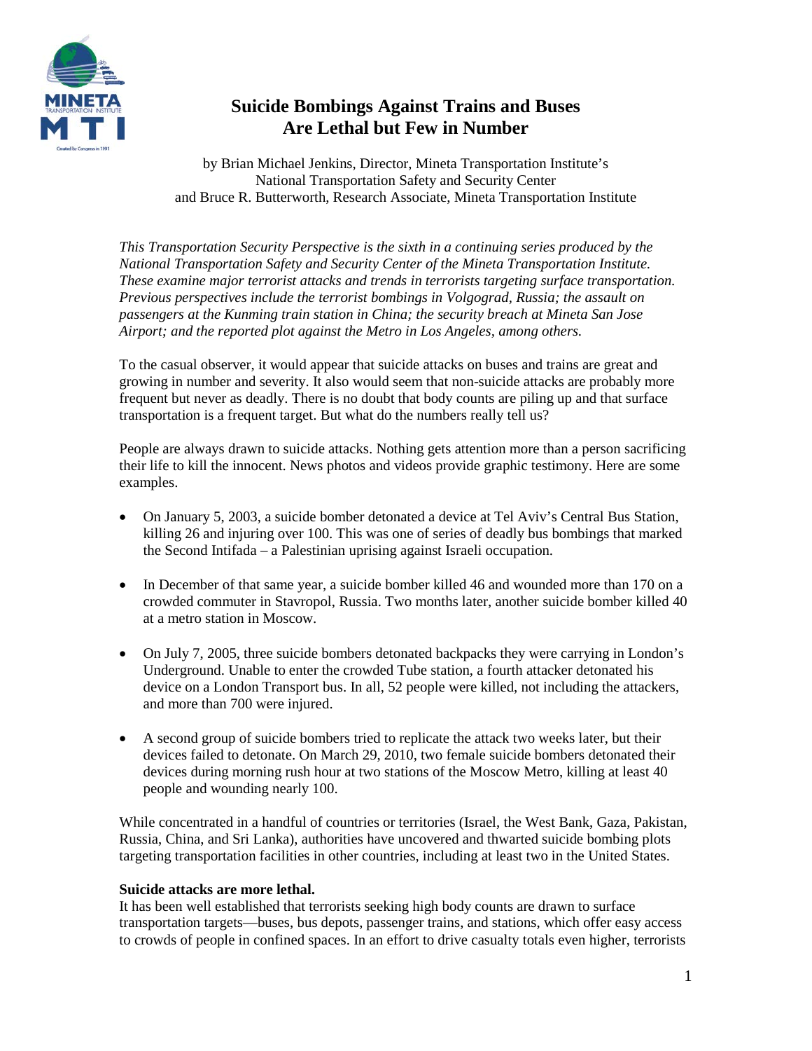# Suicide Bombings Against Trains and Buses Are Lethal but Few in Number

by Brian Michael Jenkins, Director, Mineta Transportation Institute's National Transportation Safety and Security Center and Bruce R. Butterworth, Research Associate, Mineta Transportation Institute

*This Transportation Security Perspective is the sixth in a continuing series produced by the National Transportation Safety and Security Center of the Mineta Transportation Institute. These examine major terrorist attacks and trends in terrorists targeting surface transportation. Previous perspectives include the terrorist bombings in Volgograd, Russia; the assault on passengers at the Kunming train station in China; the security breach at Mineta San Jose Airport; and the reported plot against the Metro in Los Angeles, among others.*

To the casual observer, it would appear that suicide attacks on buses and trains are great and growing in number and severity. It also would seem that non-suicide attacks are probably more frequent but never as deadly. There is no doubt that body counts are piling up and that surface transportation is a frequent target. But what do the numbers really tell us?

People are always drawn to suicide attacks. Nothing gets attention more than a person sacrificing their life to kill the innocent. News photos and videos provide graphic testimony. Here are some examples.

- On January 5, 2003, a suicide bomber detonated a device at Tel Aviv's Central Bus Station, killing 26 and injuring over 100. This was one of series of deadly bus bombings that marked the Second Intifada – a Palestinian uprising against Israeli occupation.
- In December of that same year, a suicide bomber killed 46 and wounded more than 170 on a crowded commuter in Stavropol, Russia. Two months later, another suicide bomber killed 40 at a metro station in Moscow.
- On July 7, 2005, three suicide bombers detonated backpacks they were carrying in London's Underground. Unable to enter the crowded Tube station, a fourth attacker detonated his device on a London Transport bus. In all, 52 people were killed, not including the attackers, and more than 700 were injured.
- A second group of suicide bombers tried to replicate the attack two weeks later, but their devices failed to detonate. On March 29, 2010, two female suicide bombers detonated their devices during morning rush hour at two stations of the Moscow Metro, killing at least 40 people and wounding nearly 100.

While concentrated in a handful of countries or territories (Israel, the West Bank, Gaza, Pakistan, Russia, China, and Sri Lanka), authorities have uncovered and thwarted suicide bombing plots targeting transportation facilities in other countries, including at least two in the United States.

**Suicide attacks are more lethal.**

It has been well established that terrorists seeking high body counts are drawn to surface transportation targets—buses, bus depots, passenger trains, and stations, which offer easy access to crowds of people in confined spaces. In an effort to drive casualty totals even higher, terrorists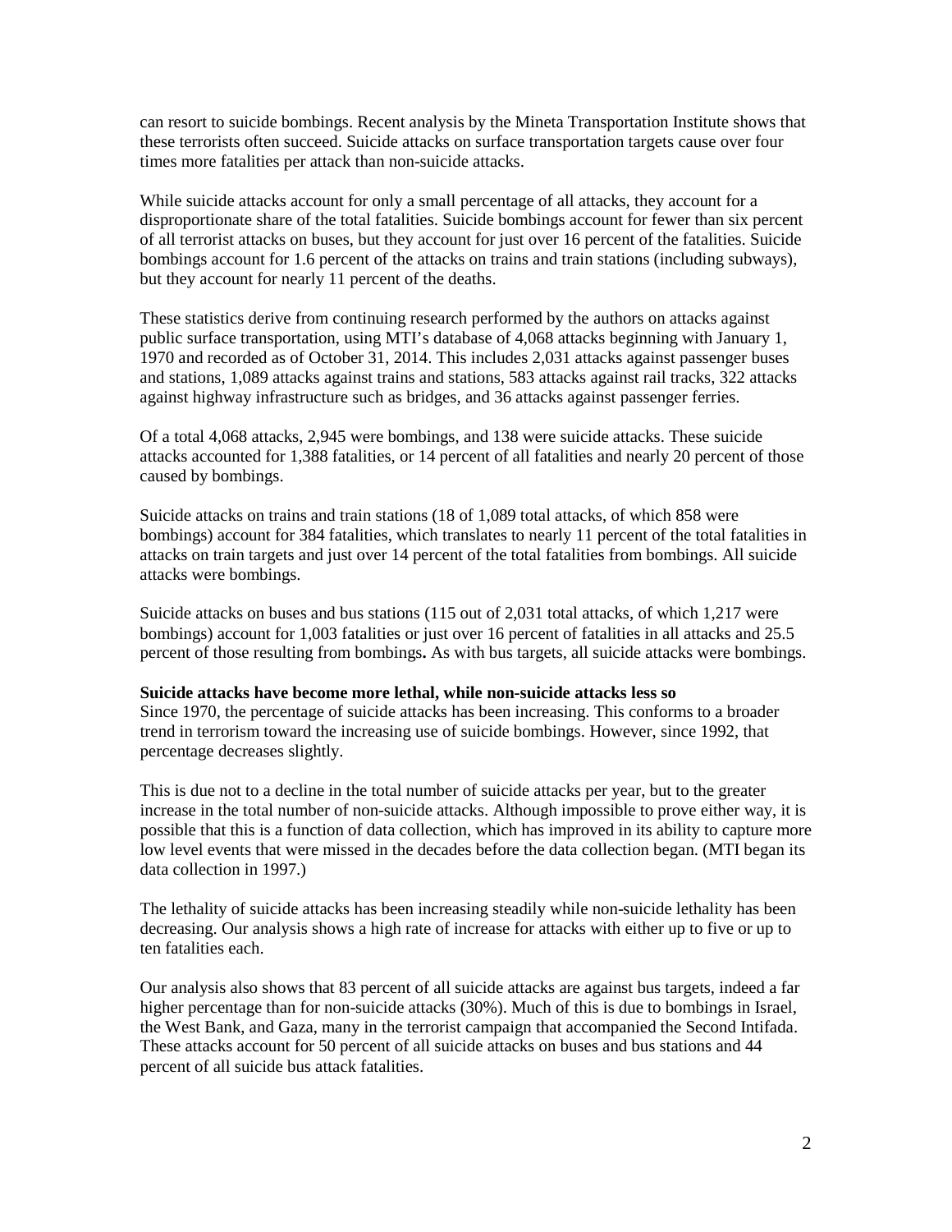can resort to suicide bombings. Recent analysis by the Mineta Transportation Institute shows that these terrorists often succeed. Suicide attacks on surface transportation targets cause over four times more fatalities per attack than non-suicide attacks.

While suicide attacks account for only a small percentage of all attacks, they account for a disproportionate share of the total fatalities. Suicide bombings account for fewer than six percent of all terrorist attacks on buses, but they account for just over 16 percent of the fatalities. Suicide bombings account for 1.6 percent of the attacks on trains and train stations (including subways), but they account for nearly 11 percent of the deaths.

These statistics derive from continuing research performed by the authors on attacks against public surface transportation, using MTI's database of 4,068 attacks beginning with January 1, 1970 and recorded as of October 31, 2014. This includes 2,031 attacks against passenger buses and stations, 1,089 attacks against trains and stations, 583 attacks against rail tracks, 322 attacks against highway infrastructure such as bridges, and 36 attacks against passenger ferries.

Of a total 4,068 attacks, 2,945 were bombings, and 138 were suicide attacks. These suicide attacks accounted for 1,388 fatalities, or 14 percent of all fatalities and nearly 20 percent of those caused by bombings.

Suicide attacks on trains and train stations (18 of 1,089 total attacks, of which 858 were bombings) account for 384 fatalities, which translates to nearly 11 percent of the total fatalities in attacks on train targets and just over 14 percent of the total fatalities from bombings. All suicide attacks were bombings.

Suicide attacks on buses and bus stations (115 out of 2,031 total attacks, of which 1,217 were bombings) account for 1,003 fatalities or just over 16 percent of fatalities in all attacks and 25.5 percent of those resulting from bombings**.** As with bus targets, all suicide attacks were bombings.

**Suicide attacks have become more lethal, while non-suicide attacks less so**

Since 1970, the percentage of suicide attacks has been increasing. This conforms to a broader trend in terrorism toward the increasing use of suicide bombings. However, since 1992, that percentage decreases slightly.

This is due not to a decline in the total number of suicide attacks per year, but to the greater increase in the total number of non-suicide attacks. Although impossible to prove either way, it is possible that this is a function of data collection, which has improved in its ability to capture more low level events that were missed in the decades before the data collection began. (MTI began its data collection in 1997.)

The lethality of suicide attacks has been increasing steadily while non-suicide lethality has been decreasing. Our analysis shows a high rate of increase for attacks with either up to five or up to ten fatalities each.

Our analysis also shows that 83 percent of all suicide attacks are against bus targets, indeed a far higher percentage than for non-suicide attacks (30%). Much of this is due to bombings in Israel, the West Bank, and Gaza, many in the terrorist campaign that accompanied the Second Intifada. These attacks account for 50 percent of all suicide attacks on buses and bus stations and 44 percent of all suicide bus attack fatalities.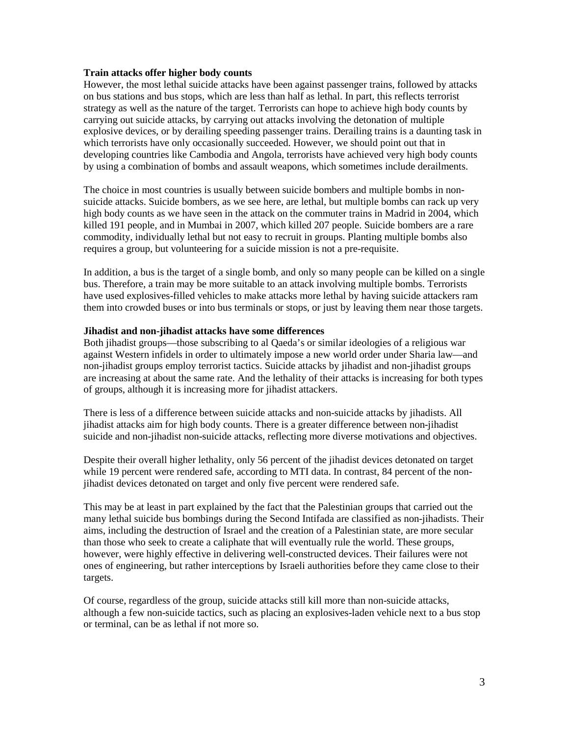**Train attacks offer higher body counts**

However, the most lethal suicide attacks have been against passenger trains, followed by attacks on bus stations and bus stops, which are less than half as lethal. In part, this reflects terrorist strategy as well as the nature of the target. Terrorists can hope to achieve high body counts by carrying out suicide attacks, by carrying out attacks involving the detonation of multiple explosive devices, or by derailing speeding passenger trains. Derailing trains is a daunting task in which terrorists have only occasionally succeeded. However, we should point out that in developing countries like Cambodia and Angola, terrorists have achieved very high body counts by using a combination of bombs and assault weapons, which sometimes include derailments.

The choice in most countries is usually between suicide bombers and multiple bombs in non-suicide attacks. Suicide bombers, as we see here, are lethal, but multiple bombs can rack up very high body counts as we have seen in the attack on the commuter trains in Madrid in 2004, which killed 191 people, and in Mumbai in 2007, which killed 207 people. Suicide bombers are a rare commodity, individually lethal but not easy to recruit in groups. Planting multiple bombs also requires a group, but volunteering for a suicide mission is not a pre-requisite.

In addition, a bus is the target of a single bomb, and only so many people can be killed on a single bus. Therefore, a train may be more suitable to an attack involving multiple bombs. Terrorists have used explosives-filled vehicles to make attacks more lethal by having suicide attackers ram them into crowded buses or into bus terminals or stops, or just by leaving them near those targets.

**Jihadist and non-jihadist attacks have some differences**

Both jihadist groups—those subscribing to al Qaeda's or similar ideologies of a religious war against Western infidels in order to ultimately impose a new world order under Sharia law—and non-jihadist groups employ terrorist tactics. Suicide attacks by jihadist and non-jihadist groups are increasing at about the same rate. And the lethality of their attacks is increasing for both types of groups, although it is increasing more for jihadist attackers.

There is less of a difference between suicide attacks and non-suicide attacks by jihadists. All jihadist attacks aim for high body counts. There is a greater difference between non-jihadist suicide and non-jihadist non-suicide attacks, reflecting more diverse motivations and objectives.

Despite their overall higher lethality, only 56 percent of the jihadist devices detonated on target while 19 percent were rendered safe, according to MTI data. In contrast, 84 percent of the non-jihadist devices detonated on target and only five percent were rendered safe.

This may be at least in part explained by the fact that the Palestinian groups that carried out the many lethal suicide bus bombings during the Second Intifada are classified as non-jihadists. Their aims, including the destruction of Israel and the creation of a Palestinian state, are more secular than those who seek to create a caliphate that will eventually rule the world. These groups, however, were highly effective in delivering well-constructed devices. Their failures were not ones of engineering, but rather interceptions by Israeli authorities before they came close to their targets.

Of course, regardless of the group, suicide attacks still kill more than non-suicide attacks, although a few non-suicide tactics, such as placing an explosives-laden vehicle next to a bus stop or terminal, can be as lethal if not more so.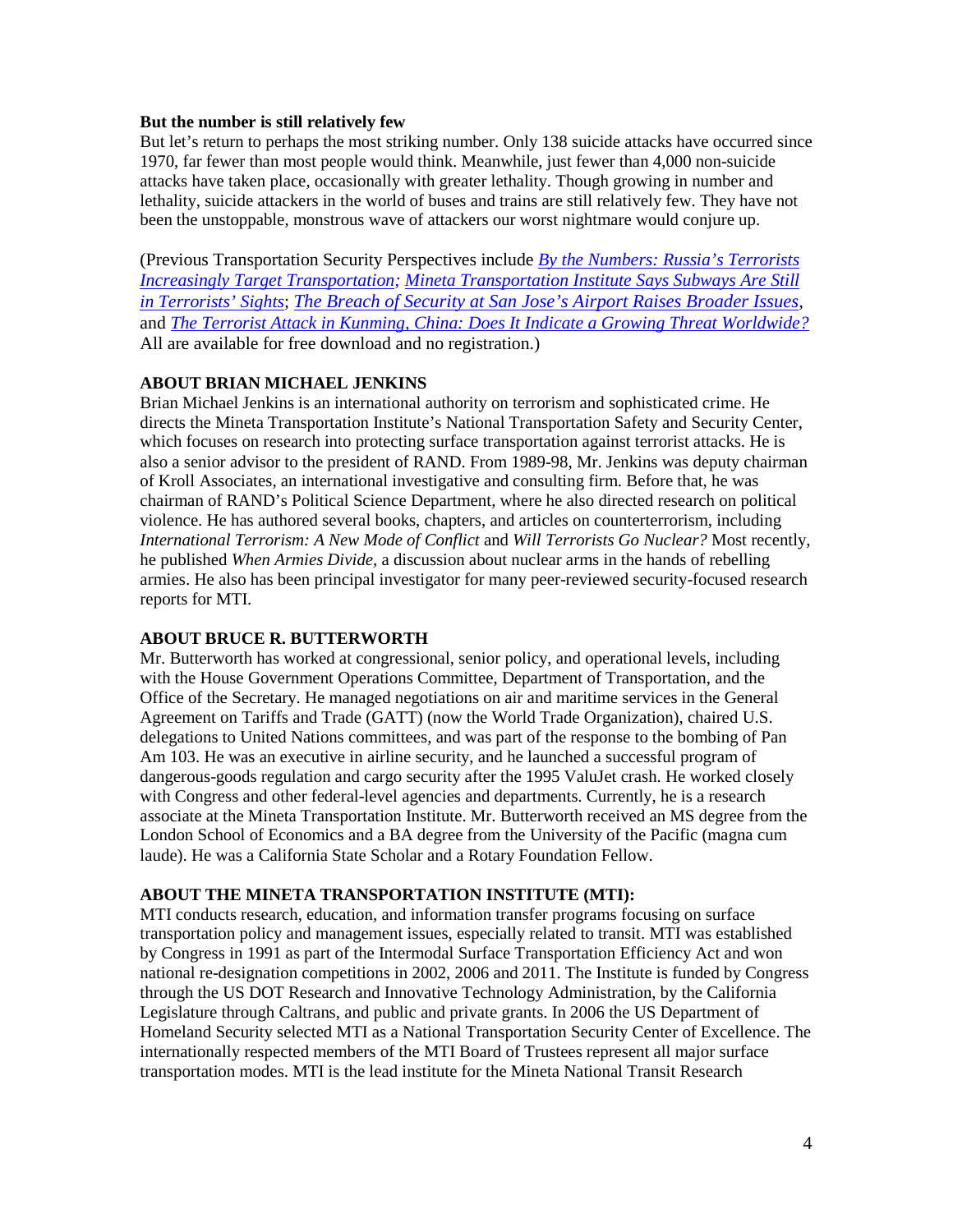**But the number is still relatively few**

But let's return to perhaps the most striking number. Only 138 suicide attacks have occurred since 1970, far fewer than most people would think. Meanwhile, just fewer than 4,000 non-suicide attacks have taken place, occasionally with greater lethality. Though growing in number and lethality, suicide attackers in the world of buses and trains are still relatively few. They have not been the unstoppable, monstrous wave of attackers our worst nightmare would conjure up.

(Previous Transportation Security Perspectives include *By the Numbers: Russia's Terrorists Increasingly Target Transportation; Mineta Transportation Institute Says Subways Are Still in Terrorists' Sights*; *The Breach of Security at San Jose's Airport Raises Broader Issues*, and *The Terrorist Attack in Kunming, China: Does It Indicate a Growing Threat Worldwide?* All are available for free download and no registration.)

**ABOUT BRIAN MICHAEL JENKINS**

Brian Michael Jenkins is an international authority on terrorism and sophisticated crime. He directs the Mineta Transportation Institute's National Transportation Safety and Security Center, which focuses on research into protecting surface transportation against terrorist attacks. He is also a senior advisor to the president of RAND. From 1989-98, Mr. Jenkins was deputy chairman of Kroll Associates, an international investigative and consulting firm. Before that, he was chairman of RAND's Political Science Department, where he also directed research on political violence. He has authored several books, chapters, and articles on counterterrorism, including *International Terrorism: A New Mode of Conflict* and *Will Terrorists Go Nuclear?* Most recently, he published *When Armies Divide*, a discussion about nuclear arms in the hands of rebelling armies. He also has been principal investigator for many peer-reviewed security-focused research reports for MTI.

**ABOUT BRUCE R. BUTTERWORTH**

Mr. Butterworth has worked at congressional, senior policy, and operational levels, including with the House Government Operations Committee, Department of Transportation, and the Office of the Secretary. He managed negotiations on air and maritime services in the General Agreement on Tariffs and Trade (GATT) (now the World Trade Organization), chaired U.S. delegations to United Nations committees, and was part of the response to the bombing of Pan Am 103. He was an executive in airline security, and he launched a successful program of dangerous-goods regulation and cargo security after the 1995 ValuJet crash. He worked closely with Congress and other federal-level agencies and departments. Currently, he is a research associate at the Mineta Transportation Institute. Mr. Butterworth received an MS degree from the London School of Economics and a BA degree from the University of the Pacific (magna cum laude). He was a California State Scholar and a Rotary Foundation Fellow.

**ABOUT THE MINETA TRANSPORTATION INSTITUTE (MTI):**

MTI conducts research, education, and information transfer programs focusing on surface transportation policy and management issues, especially related to transit. MTI was established by Congress in 1991 as part of the Intermodal Surface Transportation Efficiency Act and won national re-designation competitions in 2002, 2006 and 2011. The Institute is funded by Congress through the US DOT Research and Innovative Technology Administration, by the California Legislature through Caltrans, and public and private grants. In 2006 the US Department of Homeland Security selected MTI as a National Transportation Security Center of Excellence. The internationally respected members of the MTI Board of Trustees represent all major surface transportation modes. MTI is the lead institute for the Mineta National Transit Research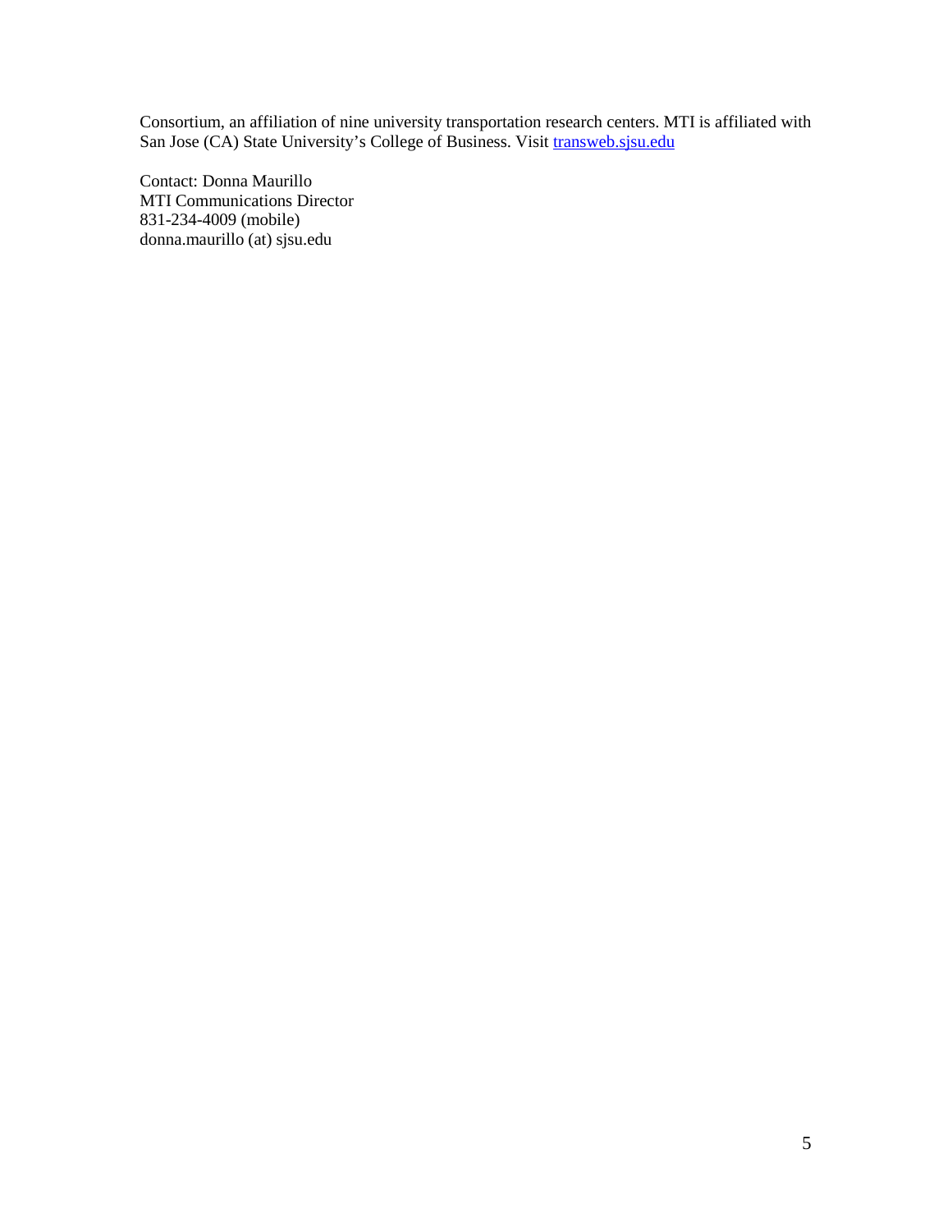Consortium, an affiliation of nine university transportation research centers. MTI is affiliated with San Jose (CA) State University's College of Business. Visit [transweb.sjsu.edu](http://transweb.sjsu.edu)

Contact: Donna Maurillo
MTI Communications Director
831-234-4009 (mobile)
donna.maurillo (at) sjsu.edu